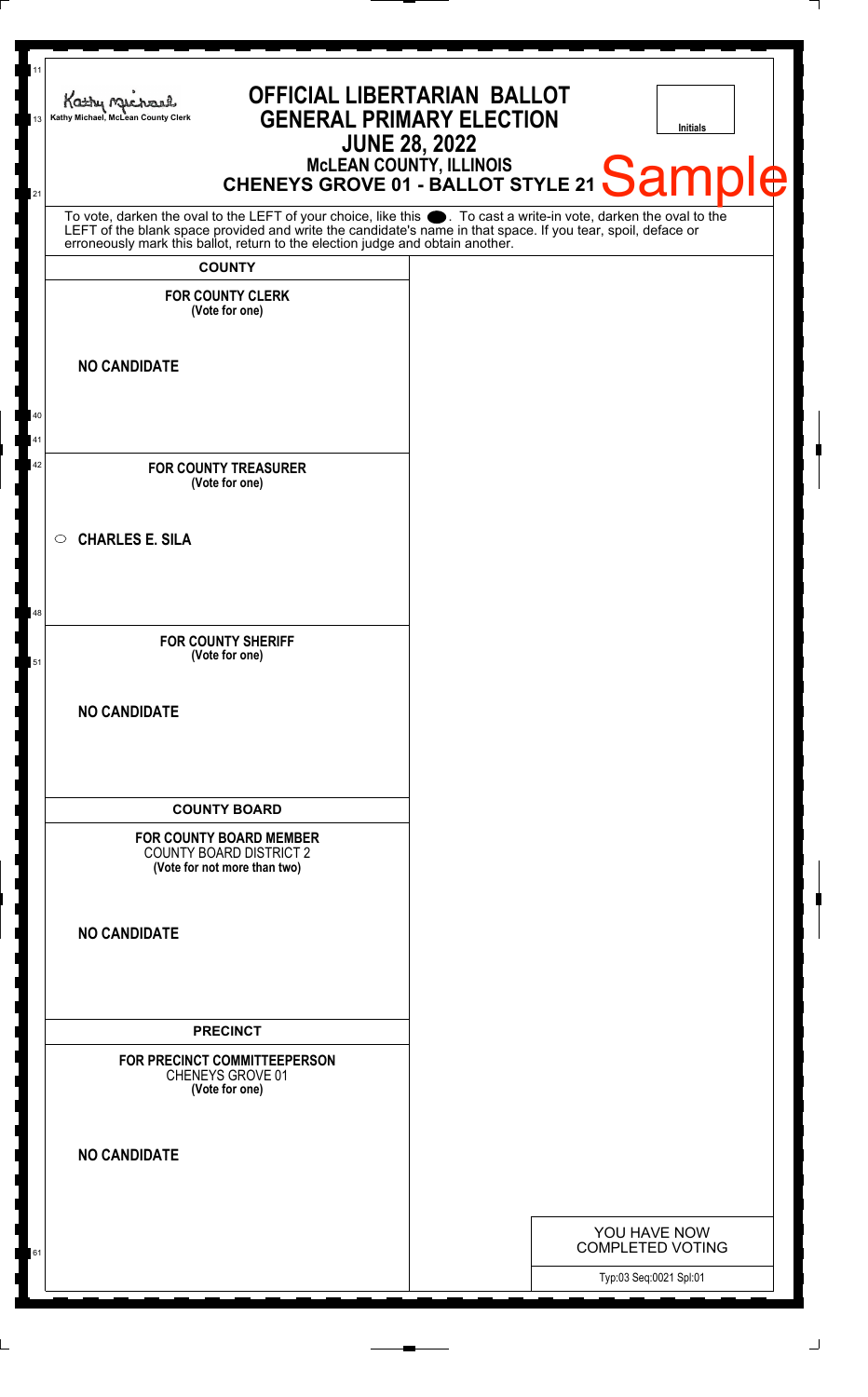Kathy Michael, McLean County Clerk

# OFFICIAL LIBERTARIAN BALLOT
## GENERAL PRIMARY ELECTION
## JUNE 28, 2022
### McLEAN COUNTY, ILLINOIS
### CHENEYS GROVE 01 - BALLOT STYLE 21

Sample

Initials

To vote, darken the oval to the LEFT of your choice, like this ●. To cast a write-in vote, darken the oval to the LEFT of the blank space provided and write the candidate's name in that space. If you tear, spoil, deface or erroneously mark this ballot, return to the election judge and obtain another.

**COUNTY**

**FOR COUNTY CLERK**
**(Vote for one)**

**NO CANDIDATE**

**FOR COUNTY TREASURER**
**(Vote for one)**

○ **CHARLES E. SILA**

**FOR COUNTY SHERIFF**
**(Vote for one)**

**NO CANDIDATE**

**COUNTY BOARD**

**FOR COUNTY BOARD MEMBER**
COUNTY BOARD DISTRICT 2
**(Vote for not more than two)**

**NO CANDIDATE**

**PRECINCT**

**FOR PRECINCT COMMITTEEPERSON**
CHENEYS GROVE 01
**(Vote for one)**

**NO CANDIDATE**

YOU HAVE NOW COMPLETED VOTING

Typ:03 Seq:0021 Spl:01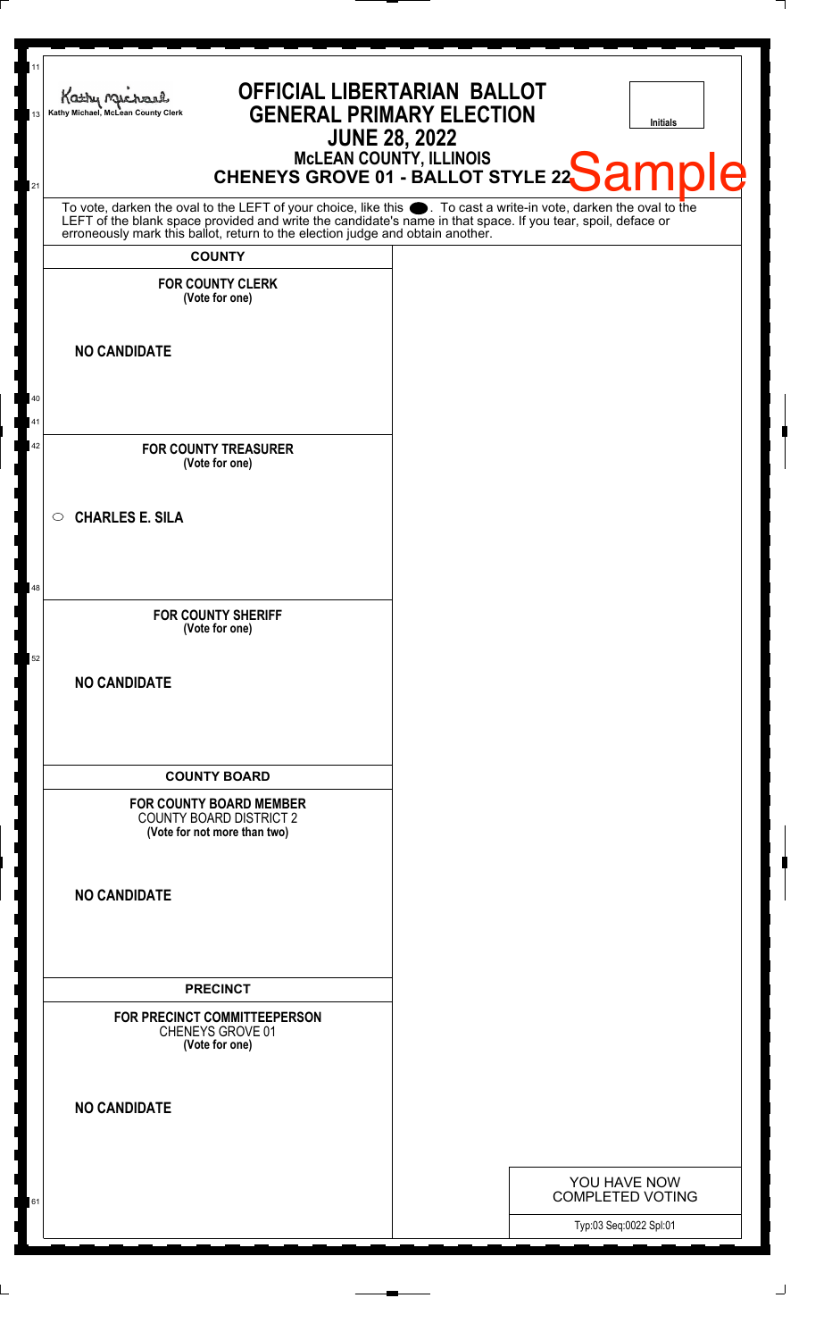Kathy Michael, McLean County Clerk

# OFFICIAL LIBERTARIAN BALLOT
## GENERAL PRIMARY ELECTION
## JUNE 28, 2022
### McLEAN COUNTY, ILLINOIS
### CHENEYS GROVE 01 - BALLOT STYLE 22

Sample

Initials

To vote, darken the oval to the LEFT of your choice, like this ⬤. To cast a write-in vote, darken the oval to the LEFT of the blank space provided and write the candidate's name in that space. If you tear, spoil, deface or erroneously mark this ballot, return to the election judge and obtain another.

**COUNTY**

**FOR COUNTY CLERK**
**(Vote for one)**

**NO CANDIDATE**

**FOR COUNTY TREASURER**
**(Vote for one)**

○ **CHARLES E. SILA**

**FOR COUNTY SHERIFF**
**(Vote for one)**

**NO CANDIDATE**

**COUNTY BOARD**

**FOR COUNTY BOARD MEMBER**
COUNTY BOARD DISTRICT 2
**(Vote for not more than two)**

**NO CANDIDATE**

**PRECINCT**

**FOR PRECINCT COMMITTEEPERSON**
CHENEYS GROVE 01
**(Vote for one)**

**NO CANDIDATE**

YOU HAVE NOW COMPLETED VOTING

Typ:03 Seq:0022 Spl:01